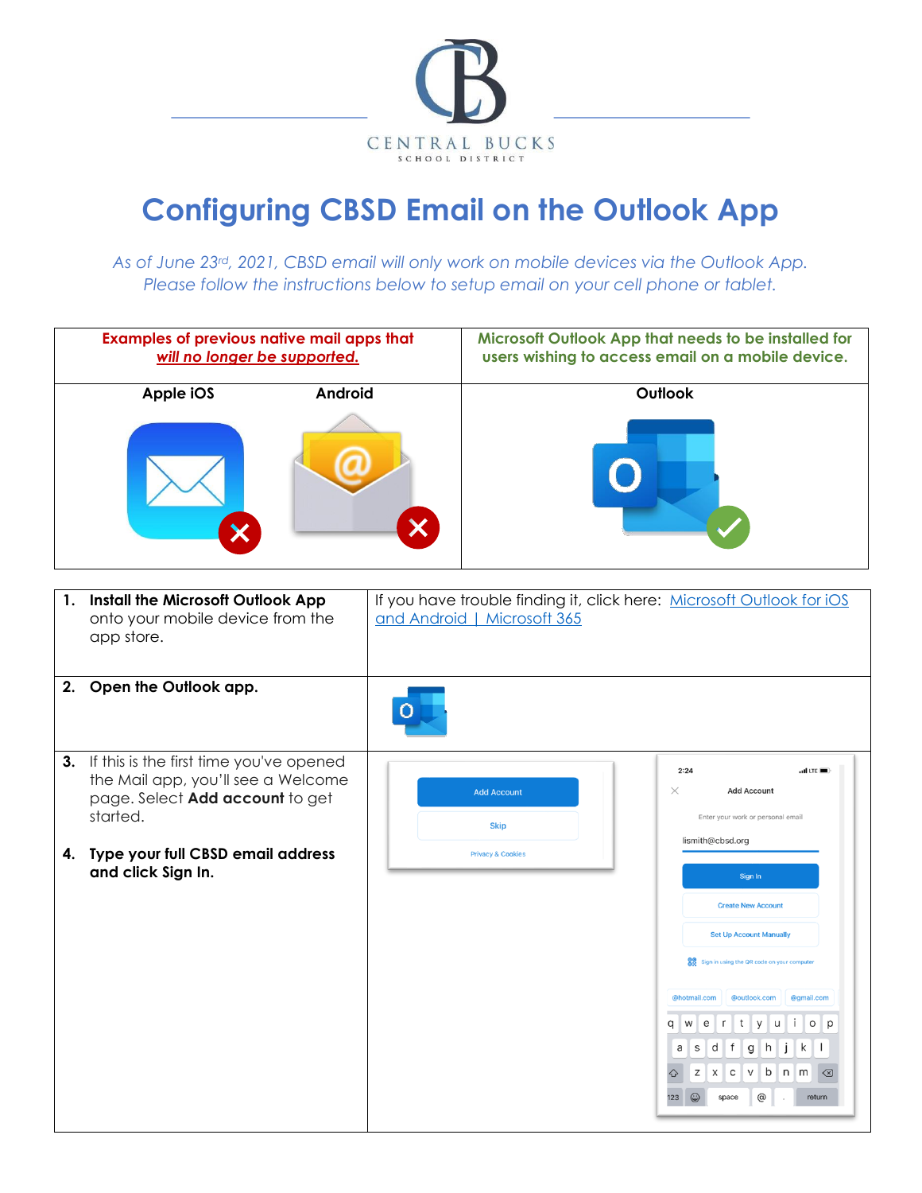CENTRAL BUCKS
SCHOOL DISTRICT

# Configuring CBSD Email on the Outlook App

*As of June 23rd, 2021, CBSD email will only work on mobile devices via the Outlook App. Please follow the instructions below to setup email on your cell phone or tablet.*

| Examples of previous native mail apps that ***will no longer be supported.*** | | Microsoft Outlook App that needs to be installed for users wishing to access email on a mobile device. |
|---|---|---|
| **Apple iOS** | **Android** | **Outlook** |

| | |
|---|---|
| 1. **Install the Microsoft Outlook App** onto your mobile device from the app store. | If you have trouble finding it, click here: [Microsoft Outlook for iOS and Android \| Microsoft 365]() |
| 2. **Open the Outlook app.** | |
| 3. If this is the first time you've opened the Mail app, you'll see a Welcome page. Select **Add account** to get started.<br><br>4. **Type your full CBSD email address and click Sign In.** | Add Account<br>Skip<br>Privacy & Cookies<br><br>2:24<br>Add Account<br>Enter your work or personal email<br>lismith@cbsd.org<br>Sign In<br>Create New Account<br>Set Up Account Manually<br>Sign in using the QR code on your computer<br>@hotmail.com @outlook.com @gmail.com |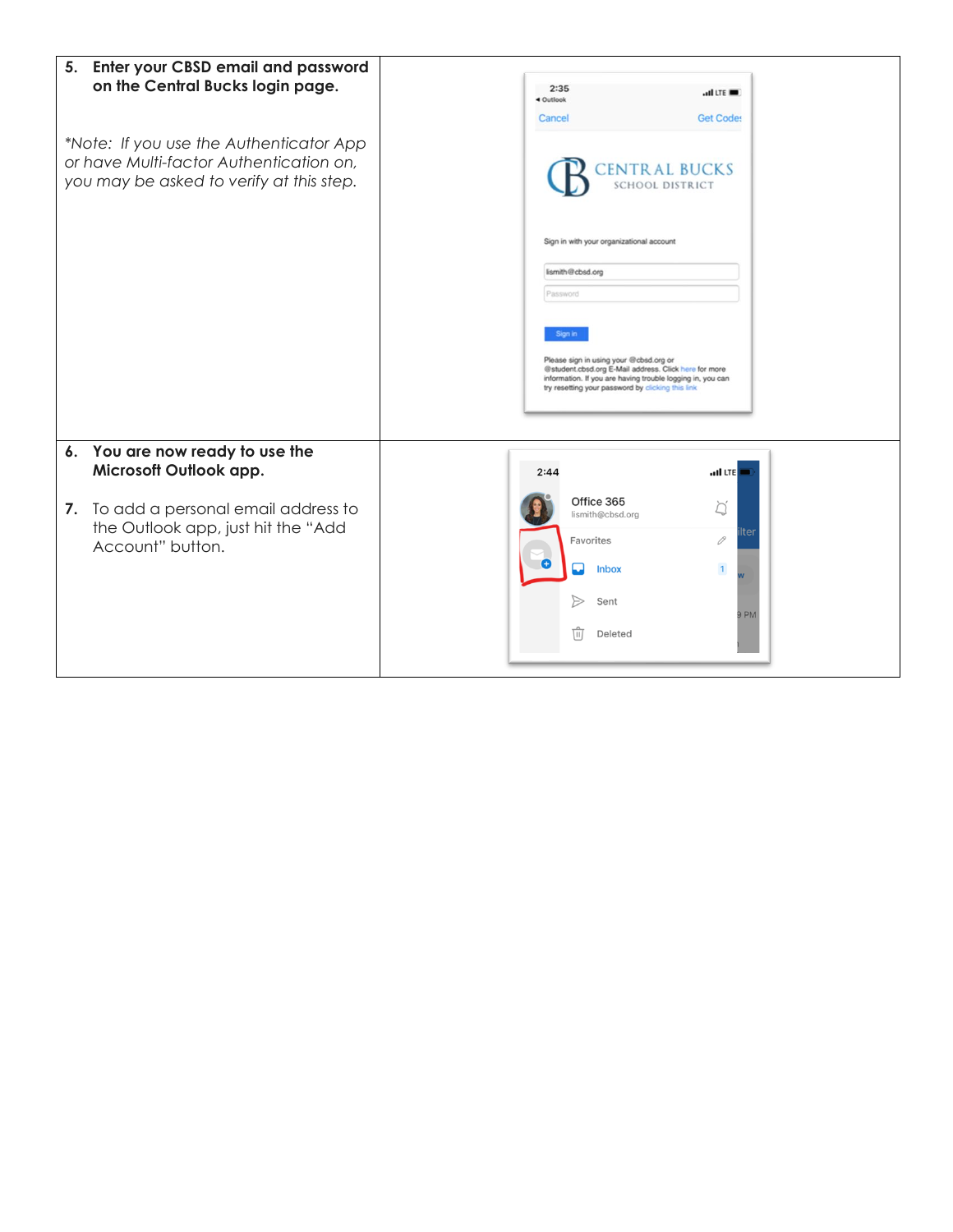| | |
|---|---|
| **5. Enter your CBSD email and password on the Central Bucks login page.**<br><br>*\*Note: If you use the Authenticator App or have Multi-factor Authentication on, you may be asked to verify at this step.* | |
| **6. You are now ready to use the Microsoft Outlook app.**<br><br>**7.** To add a personal email address to the Outlook app, just hit the "Add Account" button. | |